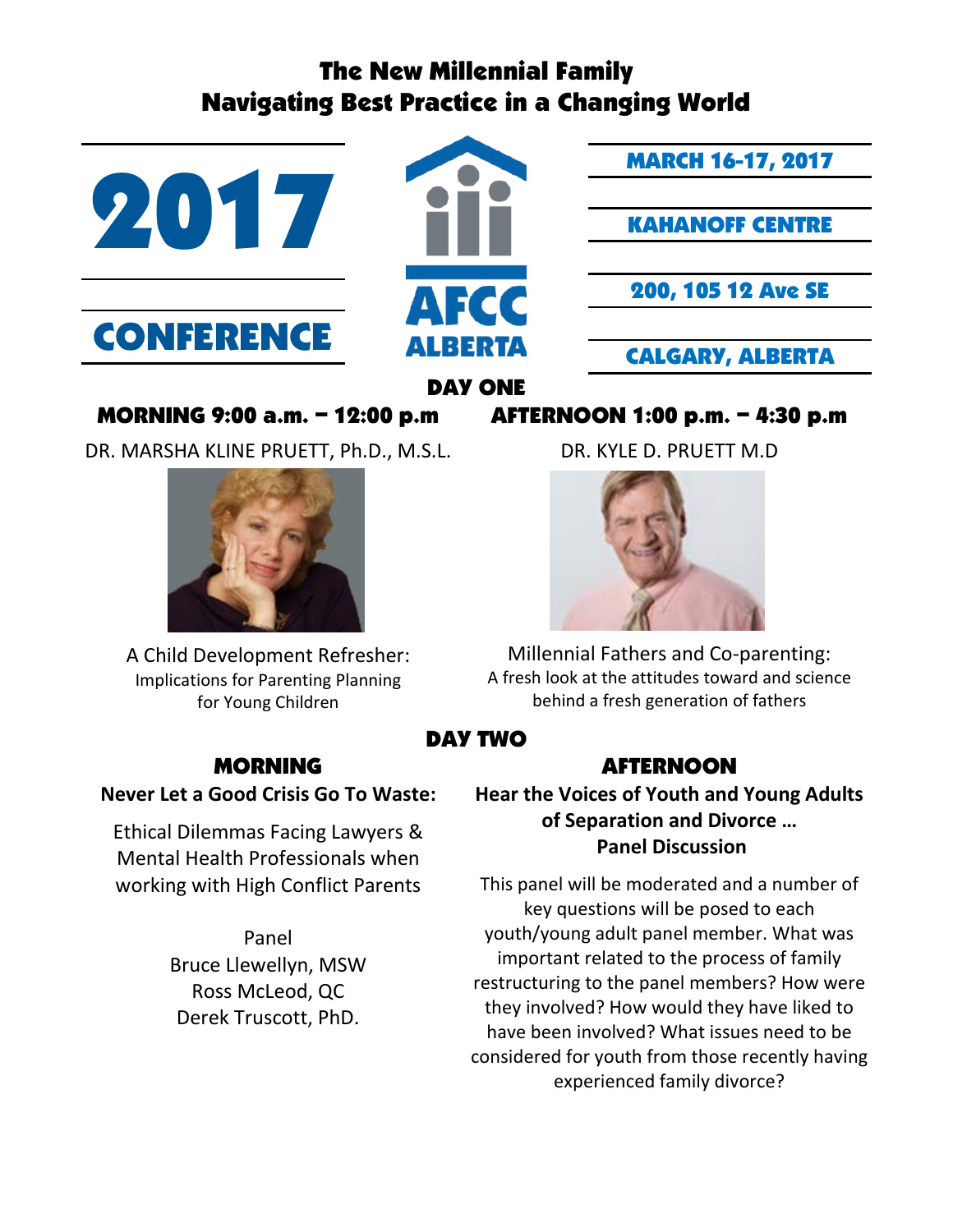# The New Millennial Family
# Navigating Best Practice in a Changing World

**2017 CONFERENCE**

**AFCC ALBERTA**

**MARCH 16-17, 2017**

**KAHANOFF CENTRE**

**200, 105 12 Ave SE**

**CALGARY, ALBERTA**

## DAY ONE

### MORNING 9:00 a.m. – 12:00 p.m

DR. MARSHA KLINE PRUETT, Ph.D., M.S.L.

A Child Development Refresher:
Implications for Parenting Planning for Young Children

### AFTERNOON 1:00 p.m. – 4:30 p.m

DR. KYLE D. PRUETT M.D

Millennial Fathers and Co-parenting:
A fresh look at the attitudes toward and science behind a fresh generation of fathers

## DAY TWO

### MORNING

**Never Let a Good Crisis Go To Waste:**

Ethical Dilemmas Facing Lawyers & Mental Health Professionals when working with High Conflict Parents

Panel
Bruce Llewellyn, MSW
Ross McLeod, QC
Derek Truscott, PhD.

### AFTERNOON

**Hear the Voices of Youth and Young Adults of Separation and Divorce …**
**Panel Discussion**

This panel will be moderated and a number of key questions will be posed to each youth/young adult panel member. What was important related to the process of family restructuring to the panel members? How were they involved? How would they have liked to have been involved? What issues need to be considered for youth from those recently having experienced family divorce?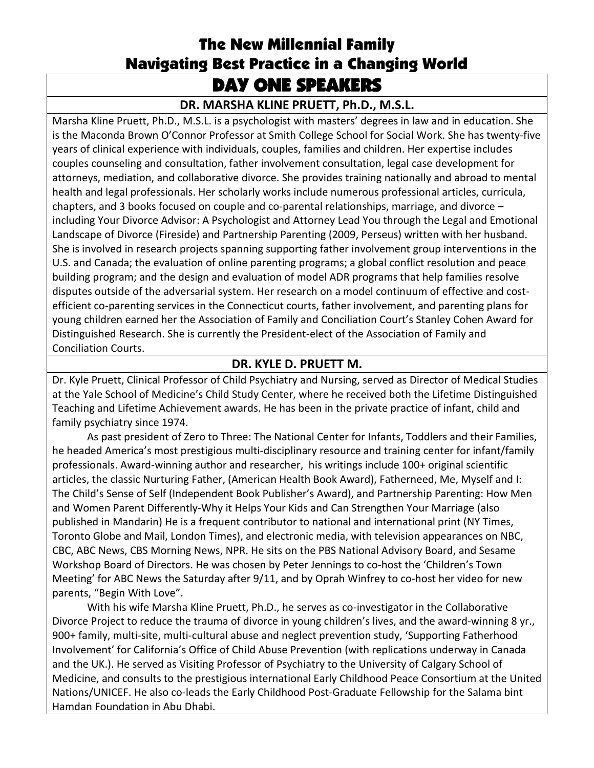# The New Millennial Family
# Navigating Best Practice in a Changing World

## DAY ONE SPEAKERS

### DR. MARSHA KLINE PRUETT, Ph.D., M.S.L.

Marsha Kline Pruett, Ph.D., M.S.L. is a psychologist with masters' degrees in law and in education. She is the Maconda Brown O'Connor Professor at Smith College School for Social Work. She has twenty-five years of clinical experience with individuals, couples, families and children. Her expertise includes couples counseling and consultation, father involvement consultation, legal case development for attorneys, mediation, and collaborative divorce. She provides training nationally and abroad to mental health and legal professionals. Her scholarly works include numerous professional articles, curricula, chapters, and 3 books focused on couple and co-parental relationships, marriage, and divorce – including Your Divorce Advisor: A Psychologist and Attorney Lead You through the Legal and Emotional Landscape of Divorce (Fireside) and Partnership Parenting (2009, Perseus) written with her husband. She is involved in research projects spanning supporting father involvement group interventions in the U.S. and Canada; the evaluation of online parenting programs; a global conflict resolution and peace building program; and the design and evaluation of model ADR programs that help families resolve disputes outside of the adversarial system. Her research on a model continuum of effective and cost-efficient co-parenting services in the Connecticut courts, father involvement, and parenting plans for young children earned her the Association of Family and Conciliation Court's Stanley Cohen Award for Distinguished Research. She is currently the President-elect of the Association of Family and Conciliation Courts.

### DR. KYLE D. PRUETT M.

Dr. Kyle Pruett, Clinical Professor of Child Psychiatry and Nursing, served as Director of Medical Studies at the Yale School of Medicine's Child Study Center, where he received both the Lifetime Distinguished Teaching and Lifetime Achievement awards. He has been in the private practice of infant, child and family psychiatry since 1974.

As past president of Zero to Three: The National Center for Infants, Toddlers and their Families, he headed America's most prestigious multi-disciplinary resource and training center for infant/family professionals. Award-winning author and researcher, his writings include 100+ original scientific articles, the classic Nurturing Father, (American Health Book Award), Fatherneed, Me, Myself and I: The Child's Sense of Self (Independent Book Publisher's Award), and Partnership Parenting: How Men and Women Parent Differently-Why it Helps Your Kids and Can Strengthen Your Marriage (also published in Mandarin) He is a frequent contributor to national and international print (NY Times, Toronto Globe and Mail, London Times), and electronic media, with television appearances on NBC, CBC, ABC News, CBS Morning News, NPR. He sits on the PBS National Advisory Board, and Sesame Workshop Board of Directors. He was chosen by Peter Jennings to co-host the 'Children's Town Meeting' for ABC News the Saturday after 9/11, and by Oprah Winfrey to co-host her video for new parents, "Begin With Love".

With his wife Marsha Kline Pruett, Ph.D., he serves as co-investigator in the Collaborative Divorce Project to reduce the trauma of divorce in young children's lives, and the award-winning 8 yr., 900+ family, multi-site, multi-cultural abuse and neglect prevention study, 'Supporting Fatherhood Involvement' for California's Office of Child Abuse Prevention (with replications underway in Canada and the UK.). He served as Visiting Professor of Psychiatry to the University of Calgary School of Medicine, and consults to the prestigious international Early Childhood Peace Consortium at the United Nations/UNICEF. He also co-leads the Early Childhood Post-Graduate Fellowship for the Salama bint Hamdan Foundation in Abu Dhabi.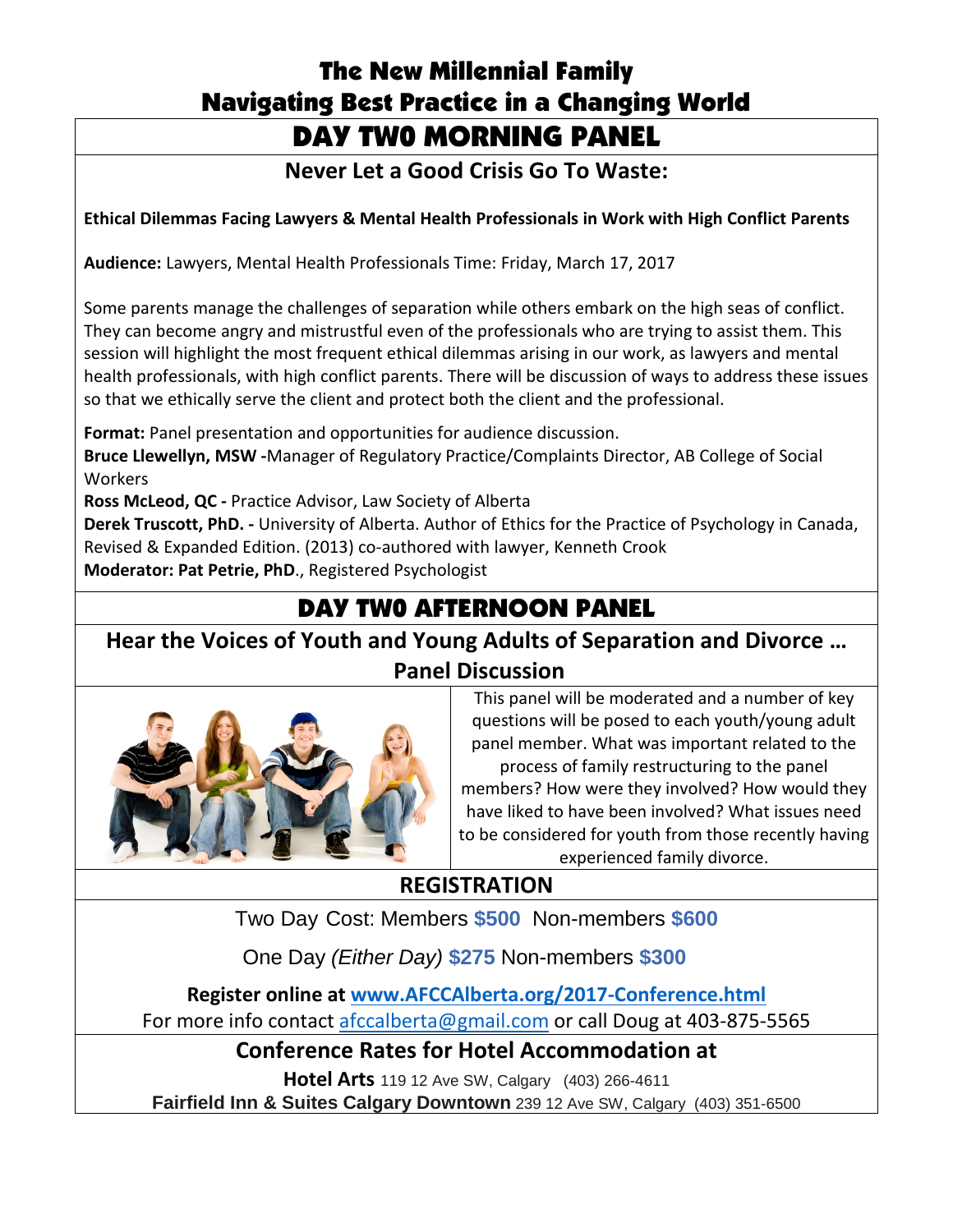# The New Millennial Family
# Navigating Best Practice in a Changing World

## DAY TWO MORNING PANEL

### Never Let a Good Crisis Go To Waste:

**Ethical Dilemmas Facing Lawyers & Mental Health Professionals in Work with High Conflict Parents**

**Audience:** Lawyers, Mental Health Professionals Time: Friday, March 17, 2017

Some parents manage the challenges of separation while others embark on the high seas of conflict. They can become angry and mistrustful even of the professionals who are trying to assist them. This session will highlight the most frequent ethical dilemmas arising in our work, as lawyers and mental health professionals, with high conflict parents. There will be discussion of ways to address these issues so that we ethically serve the client and protect both the client and the professional.

**Format:** Panel presentation and opportunities for audience discussion.
**Bruce Llewellyn, MSW -**Manager of Regulatory Practice/Complaints Director, AB College of Social Workers
**Ross McLeod, QC -** Practice Advisor, Law Society of Alberta
**Derek Truscott, PhD. -** University of Alberta. Author of Ethics for the Practice of Psychology in Canada, Revised & Expanded Edition. (2013) co-authored with lawyer, Kenneth Crook
**Moderator: Pat Petrie, PhD**., Registered Psychologist

## DAY TWO AFTERNOON PANEL

### Hear the Voices of Youth and Young Adults of Separation and Divorce … Panel Discussion

This panel will be moderated and a number of key questions will be posed to each youth/young adult panel member. What was important related to the process of family restructuring to the panel members? How were they involved? How would they have liked to have been involved? What issues need to be considered for youth from those recently having experienced family divorce.

## REGISTRATION

Two Day Cost: Members **$500** Non-members **$600**

One Day *(Either Day)* **$275** Non-members **$300**

**Register online at www.AFCCAlberta.org/2017-Conference.html**
For more info contact afccalberta@gmail.com or call Doug at 403-875-5565

### Conference Rates for Hotel Accommodation at

**Hotel Arts** 119 12 Ave SW, Calgary (403) 266-4611
**Fairfield Inn & Suites Calgary Downtown** 239 12 Ave SW, Calgary (403) 351-6500